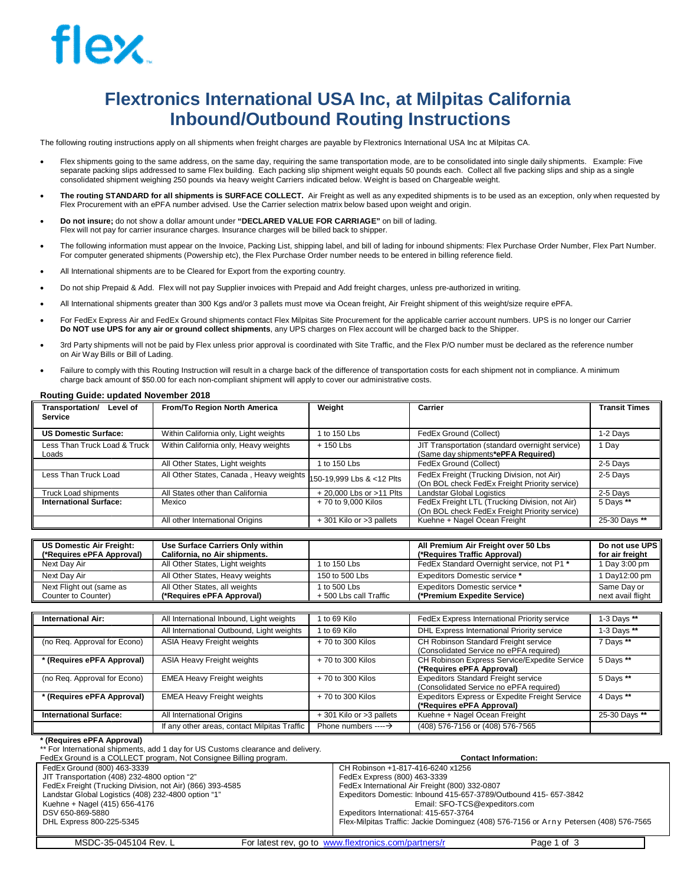# Flextronics International USA Inc, at Milpitas California
# Inbound/Outbound Routing Instructions

The following routing instructions apply on all shipments when freight charges are payable by Flextronics International USA Inc at Milpitas CA.

- Flex shipments going to the same address, on the same day, requiring the same transportation mode, are to be consolidated into single daily shipments. Example: Five separate packing slips addressed to same Flex building. Each packing slip shipment weight equals 50 pounds each. Collect all five packing slips and ship as a single consolidated shipment weighing 250 pounds via heavy weight Carriers indicated below. Weight is based on Chargeable weight.
- **The routing STANDARD for all shipments is SURFACE COLLECT.** Air Freight as well as any expedited shipments is to be used as an exception, only when requested by Flex Procurement with an ePFA number advised. Use the Carrier selection matrix below based upon weight and origin.
- **Do not insure;** do not show a dollar amount under **"DECLARED VALUE FOR CARRIAGE"** on bill of lading. Flex will not pay for carrier insurance charges. Insurance charges will be billed back to shipper.
- The following information must appear on the Invoice, Packing List, shipping label, and bill of lading for inbound shipments: Flex Purchase Order Number, Flex Part Number. For computer generated shipments (Powership etc), the Flex Purchase Order number needs to be entered in billing reference field.
- All International shipments are to be Cleared for Export from the exporting country.
- Do not ship Prepaid & Add. Flex will not pay Supplier invoices with Prepaid and Add freight charges, unless pre-authorized in writing.
- All International shipments greater than 300 Kgs and/or 3 pallets must move via Ocean freight, Air Freight shipment of this weight/size require ePFA.
- For FedEx Express Air and FedEx Ground shipments contact Flex Milpitas Site Procurement for the applicable carrier account numbers. UPS is no longer our Carrier **Do NOT use UPS for any air or ground collect shipments**, any UPS charges on Flex account will be charged back to the Shipper.
- 3rd Party shipments will not be paid by Flex unless prior approval is coordinated with Site Traffic, and the Flex P/O number must be declared as the reference number on Air Way Bills or Bill of Lading.
- Failure to comply with this Routing Instruction will result in a charge back of the difference of transportation costs for each shipment not in compliance. A minimum charge back amount of $50.00 for each non-compliant shipment will apply to cover our administrative costs.

**Routing Guide: updated November 2018**

| **Transportation/ Level of Service** | **From/To Region North America** | **Weight** | **Carrier** | **Transit Times** |
|---|---|---|---|---|
| **US Domestic Surface:** | Within California only, Light weights | 1 to 150 Lbs | FedEx Ground (Collect) | 1-2 Days |
| Less Than Truck Load & Truck Loads | Within California only, Heavy weights | + 150 Lbs | JIT Transportation (standard overnight service) (Same day shipments**\*ePFA Required)** | 1 Day |
| | All Other States, Light weights | 1 to 150 Lbs | FedEx Ground (Collect) | 2-5 Days |
| Less Than Truck Load | All Other States, Canada , Heavy weights | 150-19,999 Lbs & <12 Plts | FedEx Freight (Trucking Division, not Air) (On BOL check FedEx Freight Priority service) | 2-5 Days |
| Truck Load shipments | All States other than California | + 20,000 Lbs or >11 Plts | Landstar Global Logistics | 2-5 Days |
| **International Surface:** | Mexico | + 70 to 9,000 Kilos | FedEx Freight LTL (Trucking Division, not Air) (On BOL check FedEx Freight Priority service) | 5 Days ** |
| | All other International Origins | + 301 Kilo or >3 pallets | Kuehne + Nagel Ocean Freight | 25-30 Days ** |

| **US Domestic Air Freight: (\*Requires ePFA Approval)** | **Use Surface Carriers Only within California, no Air shipments.** | | **All Premium Air Freight over 50 Lbs (\*Requires Traffic Approval)** | **Do not use UPS for air freight** |
|---|---|---|---|---|
| Next Day Air | All Other States, Light weights | 1 to 150 Lbs | FedEx Standard Overnight service, not P1 **\*** | 1 Day 3:00 pm |
| Next Day Air | All Other States, Heavy weights | 150 to 500 Lbs | Expeditors Domestic service **\*** | 1 Day12:00 pm |
| Next Flight out (same as Counter to Counter) | All Other States, all weights **(\*Requires ePFA Approval)** | 1 to 500 Lbs + 500 Lbs call Traffic | Expeditors Domestic service **\*** **(\*Premium Expedite Service)** | Same Day or next avail flight |

| **International Air:** | All International Inbound, Light weights | 1 to 69 Kilo | FedEx Express International Priority service | 1-3 Days ** |
|---|---|---|---|---|
| | All International Outbound, Light weights | 1 to 69 Kilo | DHL Express International Priority service | 1-3 Days ** |
| (no Req. Approval for Econo) | ASIA Heavy Freight weights | + 70 to 300 Kilos | CH Robinson Standard Freight service (Consolidated Service no ePFA required) | 7 Days ** |
| **\* (Requires ePFA Approval)** | ASIA Heavy Freight weights | + 70 to 300 Kilos | CH Robinson Express Service/Expedite Service **(\*Requires ePFA Approval)** | 5 Days ** |
| (no Req. Approval for Econo) | EMEA Heavy Freight weights | + 70 to 300 Kilos | Expeditors Standard Freight service (Consolidated Service no ePFA required) | 5 Days ** |
| **\* (Requires ePFA Approval)** | EMEA Heavy Freight weights | + 70 to 300 Kilos | Expeditors Express or Expedite Freight Service **(\*Requires ePFA Approval)** | 4 Days ** |
| **International Surface:** | All International Origins | + 301 Kilo or >3 pallets | Kuehne + Nagel Ocean Freight | 25-30 Days ** |
| | If any other areas, contact Milpitas Traffic | Phone numbers ----→ | (408) 576-7156 or (408) 576-7565 | |

**\* (Requires ePFA Approval)**

** For International shipments, add 1 day for US Customs clearance and delivery.

FedEx Ground is a COLLECT program, Not Consignee Billing program.

**Contact Information:**

| | |
|---|---|
| FedEx Ground (800) 463-3339 | CH Robinson +1-817-416-6240 x1256 |
| JIT Transportation (408) 232-4800 option "2" | FedEx Express (800) 463-3339 |
| FedEx Freight (Trucking Division, not Air) (866) 393-4585 | FedEx International Air Freight (800) 332-0807 |
| Landstar Global Logistics (408) 232-4800 option "1" | Expeditors Domestic: Inbound 415-657-3789/Outbound 415- 657-3842 |
| Kuehne + Nagel (415) 656-4176 | Email: SFO-TCS@expeditors.com |
| DSV 650-869-5880 | Expeditors International: 415-657-3764 |
| DHL Express 800-225-5345 | Flex-Milpitas Traffic: Jackie Dominguez (408) 576-7156 or Arny Petersen (408) 576-7565 |

MSDC-35-045104 Rev. L    For latest rev, go to www.flextronics.com/partners/r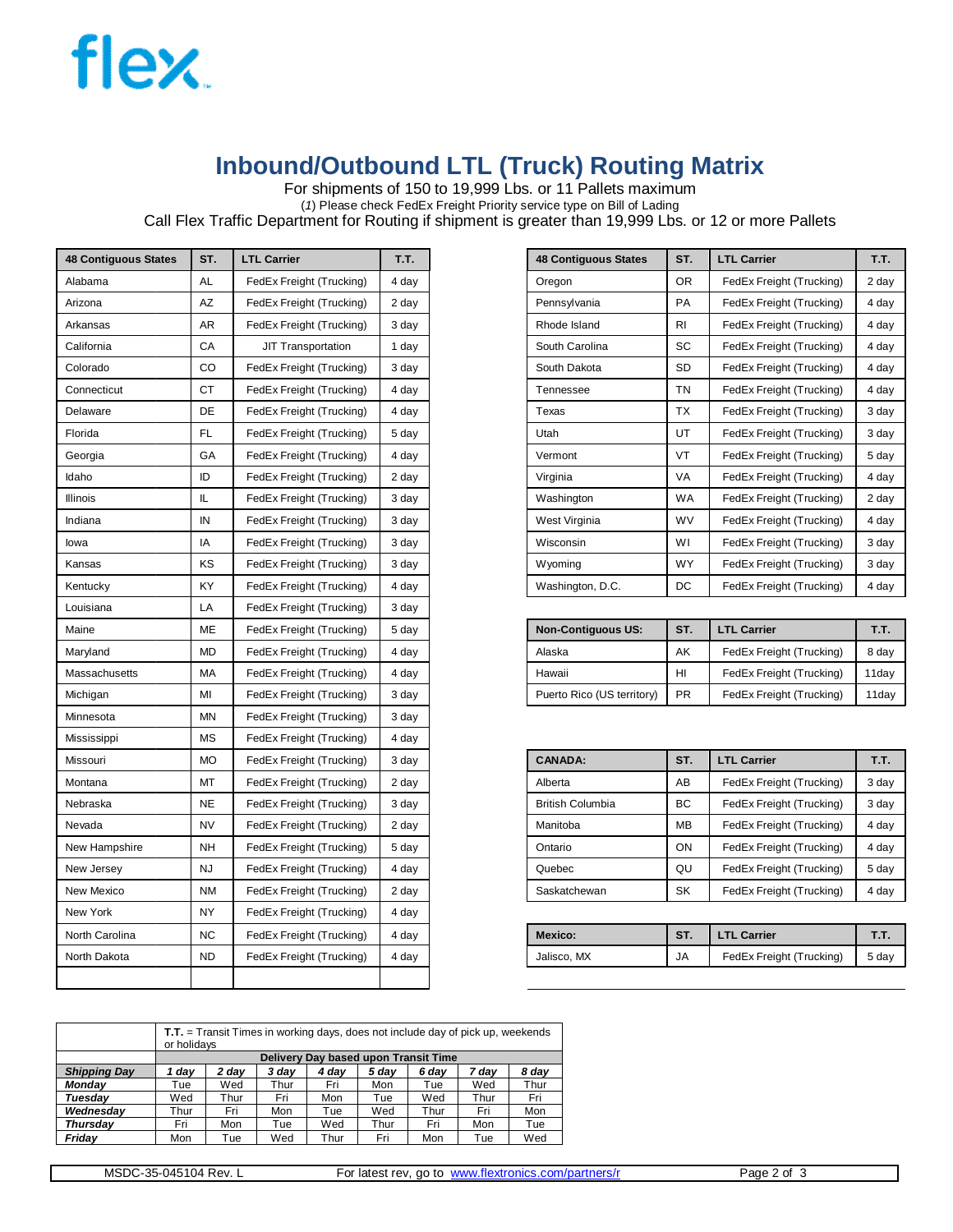flex

# Inbound/Outbound LTL (Truck) Routing Matrix

For shipments of 150 to 19,999 Lbs. or 11 Pallets maximum

(*1*) Please check FedEx Freight Priority service type on Bill of Lading

Call Flex Traffic Department for Routing if shipment is greater than 19,999 Lbs. or 12 or more Pallets

| 48 Contiguous States | ST. | LTL Carrier | T.T. |
|---|---|---|---|
| Alabama | AL | FedEx Freight (Trucking) | 4 day |
| Arizona | AZ | FedEx Freight (Trucking) | 2 day |
| Arkansas | AR | FedEx Freight (Trucking) | 3 day |
| California | CA | JIT Transportation | 1 day |
| Colorado | CO | FedEx Freight (Trucking) | 3 day |
| Connecticut | CT | FedEx Freight (Trucking) | 4 day |
| Delaware | DE | FedEx Freight (Trucking) | 4 day |
| Florida | FL | FedEx Freight (Trucking) | 5 day |
| Georgia | GA | FedEx Freight (Trucking) | 4 day |
| Idaho | ID | FedEx Freight (Trucking) | 2 day |
| Illinois | IL | FedEx Freight (Trucking) | 3 day |
| Indiana | IN | FedEx Freight (Trucking) | 3 day |
| Iowa | IA | FedEx Freight (Trucking) | 3 day |
| Kansas | KS | FedEx Freight (Trucking) | 3 day |
| Kentucky | KY | FedEx Freight (Trucking) | 4 day |
| Louisiana | LA | FedEx Freight (Trucking) | 3 day |
| Maine | ME | FedEx Freight (Trucking) | 5 day |
| Maryland | MD | FedEx Freight (Trucking) | 4 day |
| Massachusetts | MA | FedEx Freight (Trucking) | 4 day |
| Michigan | MI | FedEx Freight (Trucking) | 3 day |
| Minnesota | MN | FedEx Freight (Trucking) | 3 day |
| Mississippi | MS | FedEx Freight (Trucking) | 4 day |
| Missouri | MO | FedEx Freight (Trucking) | 3 day |
| Montana | MT | FedEx Freight (Trucking) | 2 day |
| Nebraska | NE | FedEx Freight (Trucking) | 3 day |
| Nevada | NV | FedEx Freight (Trucking) | 2 day |
| New Hampshire | NH | FedEx Freight (Trucking) | 5 day |
| New Jersey | NJ | FedEx Freight (Trucking) | 4 day |
| New Mexico | NM | FedEx Freight (Trucking) | 2 day |
| New York | NY | FedEx Freight (Trucking) | 4 day |
| North Carolina | NC | FedEx Freight (Trucking) | 4 day |
| North Dakota | ND | FedEx Freight (Trucking) | 4 day |
| | | | |

| 48 Contiguous States | ST. | LTL Carrier | T.T. |
|---|---|---|---|
| Oregon | OR | FedEx Freight (Trucking) | 2 day |
| Pennsylvania | PA | FedEx Freight (Trucking) | 4 day |
| Rhode Island | RI | FedEx Freight (Trucking) | 4 day |
| South Carolina | SC | FedEx Freight (Trucking) | 4 day |
| South Dakota | SD | FedEx Freight (Trucking) | 4 day |
| Tennessee | TN | FedEx Freight (Trucking) | 4 day |
| Texas | TX | FedEx Freight (Trucking) | 3 day |
| Utah | UT | FedEx Freight (Trucking) | 3 day |
| Vermont | VT | FedEx Freight (Trucking) | 5 day |
| Virginia | VA | FedEx Freight (Trucking) | 4 day |
| Washington | WA | FedEx Freight (Trucking) | 2 day |
| West Virginia | WV | FedEx Freight (Trucking) | 4 day |
| Wisconsin | WI | FedEx Freight (Trucking) | 3 day |
| Wyoming | WY | FedEx Freight (Trucking) | 3 day |
| Washington, D.C. | DC | FedEx Freight (Trucking) | 4 day |

| Non-Contiguous US: | ST. | LTL Carrier | T.T. |
|---|---|---|---|
| Alaska | AK | FedEx Freight (Trucking) | 8 day |
| Hawaii | HI | FedEx Freight (Trucking) | 11day |
| Puerto Rico (US territory) | PR | FedEx Freight (Trucking) | 11day |

| CANADA: | ST. | LTL Carrier | T.T. |
|---|---|---|---|
| Alberta | AB | FedEx Freight (Trucking) | 3 day |
| British Columbia | BC | FedEx Freight (Trucking) | 3 day |
| Manitoba | MB | FedEx Freight (Trucking) | 4 day |
| Ontario | ON | FedEx Freight (Trucking) | 4 day |
| Quebec | QU | FedEx Freight (Trucking) | 5 day |
| Saskatchewan | SK | FedEx Freight (Trucking) | 4 day |

| Mexico: | ST. | LTL Carrier | T.T. |
|---|---|---|---|
| Jalisco, MX | JA | FedEx Freight (Trucking) | 5 day |

**T.T.** = Transit Times in working days, does not include day of pick up, weekends or holidays

| | Delivery Day based upon Transit Time | | | | | | | |
|---|---|---|---|---|---|---|---|---|
| ***Shipping Day*** | ***1 day*** | ***2 day*** | ***3 day*** | ***4 day*** | ***5 day*** | ***6 day*** | ***7 day*** | ***8 day*** |
| ***Monday*** | Tue | Wed | Thur | Fri | Mon | Tue | Wed | Thur |
| ***Tuesday*** | Wed | Thur | Fri | Mon | Tue | Wed | Thur | Fri |
| ***Wednesday*** | Thur | Fri | Mon | Tue | Wed | Thur | Fri | Mon |
| ***Thursday*** | Fri | Mon | Tue | Wed | Thur | Fri | Mon | Tue |
| ***Friday*** | Mon | Tue | Wed | Thur | Fri | Mon | Tue | Wed |

MSDC-35-045104 Rev. L | For latest rev, go to www.flextronics.com/partners/r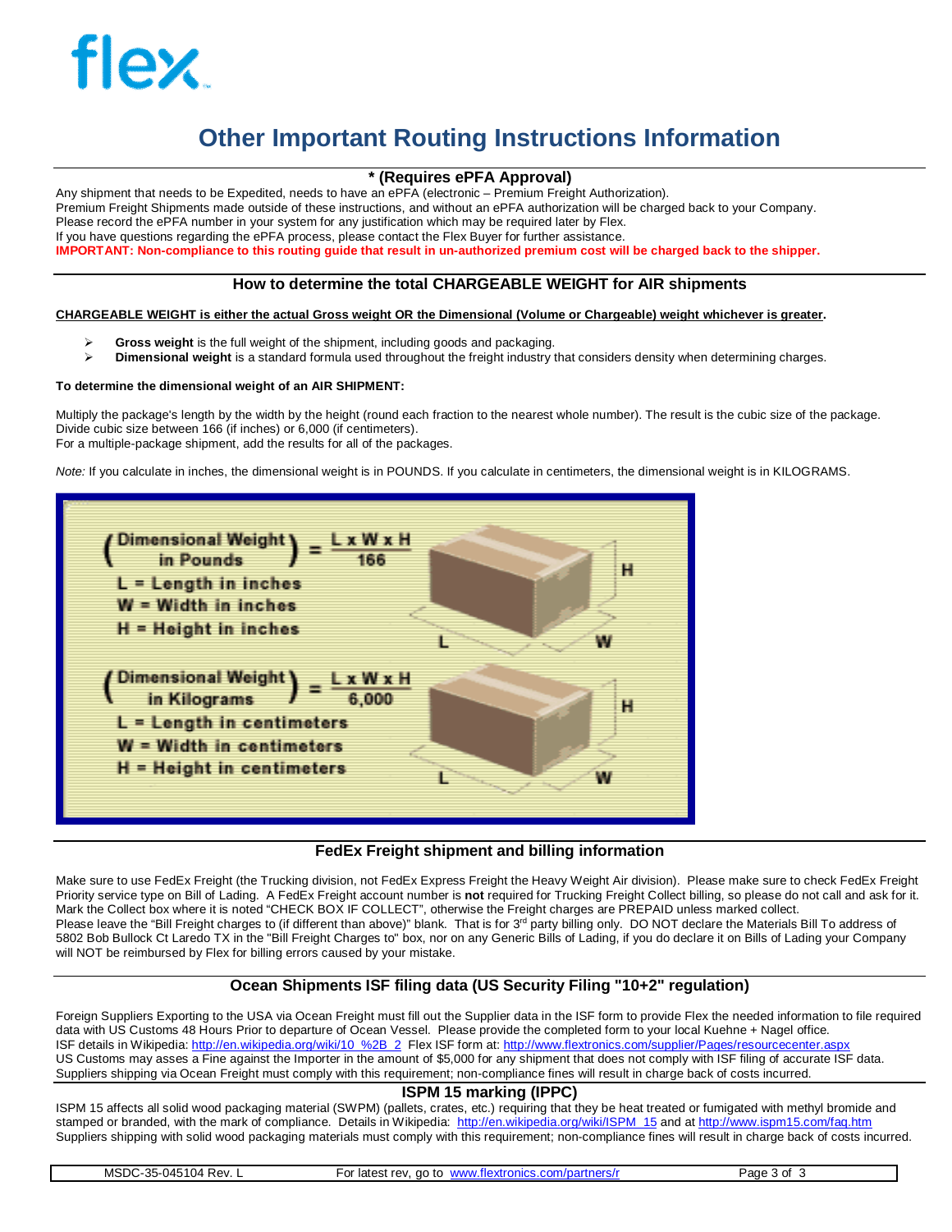# Other Important Routing Instructions Information

## * (Requires ePFA Approval)

Any shipment that needs to be Expedited, needs to have an ePFA (electronic – Premium Freight Authorization).
Premium Freight Shipments made outside of these instructions, and without an ePFA authorization will be charged back to your Company.
Please record the ePFA number in your system for any justification which may be required later by Flex.
If you have questions regarding the ePFA process, please contact the Flex Buyer for further assistance.
**IMPORTANT: Non-compliance to this routing guide that result in un-authorized premium cost will be charged back to the shipper.**

## How to determine the total CHARGEABLE WEIGHT for AIR shipments

**CHARGEABLE WEIGHT is either the actual Gross weight OR the Dimensional (Volume or Chargeable) weight whichever is greater.**

- **Gross weight** is the full weight of the shipment, including goods and packaging.
- **Dimensional weight** is a standard formula used throughout the freight industry that considers density when determining charges.

**To determine the dimensional weight of an AIR SHIPMENT:**

Multiply the package's length by the width by the height (round each fraction to the nearest whole number). The result is the cubic size of the package.
Divide cubic size between 166 (if inches) or 6,000 (if centimeters).
For a multiple-package shipment, add the results for all of the packages.

*Note:* If you calculate in inches, the dimensional weight is in POUNDS. If you calculate in centimeters, the dimensional weight is in KILOGRAMS.

$$\left(\text{Dimensional Weight in Pounds}\right) = \frac{L \times W \times H}{166}$$

L = Length in inches
W = Width in inches
H = Height in inches

$$\left(\text{Dimensional Weight in Kilograms}\right) = \frac{L \times W \times H}{6{,}000}$$

L = Length in centimeters
W = Width in centimeters
H = Height in centimeters

## FedEx Freight shipment and billing information

Make sure to use FedEx Freight (the Trucking division, not FedEx Express Freight the Heavy Weight Air division). Please make sure to check FedEx Freight Priority service type on Bill of Lading. A FedEx Freight account number is **not** required for Trucking Freight Collect billing, so please do not call and ask for it. Mark the Collect box where it is noted "CHECK BOX IF COLLECT", otherwise the Freight charges are PREPAID unless marked collect.
Please leave the "Bill Freight charges to (if different than above)" blank. That is for 3rd party billing only. DO NOT declare the Materials Bill To address of 5802 Bob Bullock Ct Laredo TX in the "Bill Freight Charges to" box, nor on any Generic Bills of Lading, if you do declare it on Bills of Lading your Company will NOT be reimbursed by Flex for billing errors caused by your mistake.

## Ocean Shipments ISF filing data (US Security Filing "10+2" regulation)

Foreign Suppliers Exporting to the USA via Ocean Freight must fill out the Supplier data in the ISF form to provide Flex the needed information to file required data with US Customs 48 Hours Prior to departure of Ocean Vessel. Please provide the completed form to your local Kuehne + Nagel office.
ISF details in Wikipedia: http://en.wikipedia.org/wiki/10_%2B_2 Flex ISF form at: http://www.flextronics.com/supplier/Pages/resourcecenter.aspx
US Customs may asses a Fine against the Importer in the amount of $5,000 for any shipment that does not comply with ISF filing of accurate ISF data.
Suppliers shipping via Ocean Freight must comply with this requirement; non-compliance fines will result in charge back of costs incurred.

## ISPM 15 marking (IPPC)

ISPM 15 affects all solid wood packaging material (SWPM) (pallets, crates, etc.) requiring that they be heat treated or fumigated with methyl bromide and stamped or branded, with the mark of compliance. Details in Wikipedia: http://en.wikipedia.org/wiki/ISPM_15 and at http://www.ispm15.com/faq.htm
Suppliers shipping with solid wood packaging materials must comply with this requirement; non-compliance fines will result in charge back of costs incurred.

MSDC-35-045104 Rev. L | For latest rev, go to www.flextronics.com/partners/r